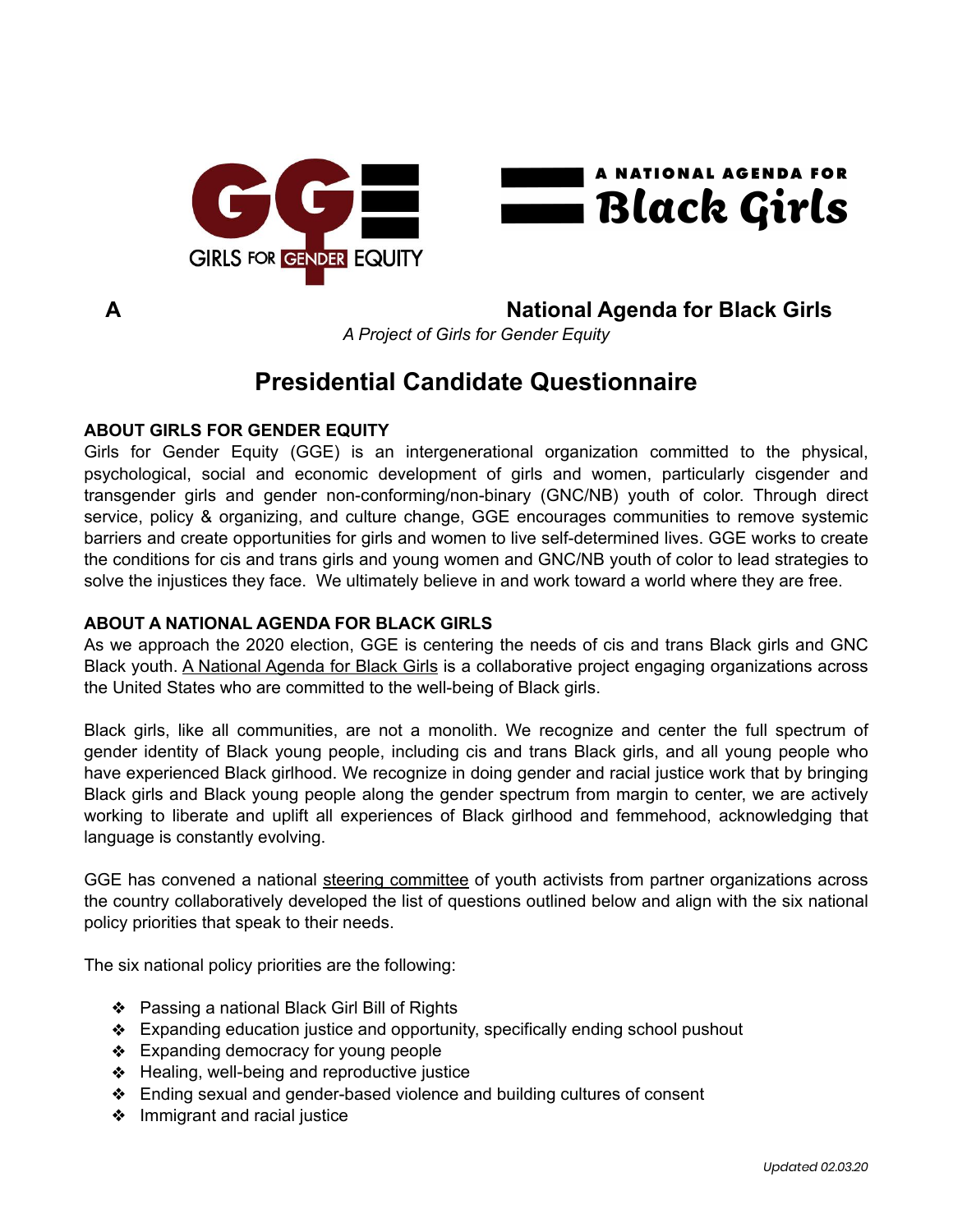**A National Agenda for Black Girls**

*A Project of Girls for Gender Equity*

# Presidential Candidate Questionnaire

## ABOUT GIRLS FOR GENDER EQUITY

Girls for Gender Equity (GGE) is an intergenerational organization committed to the physical, psychological, social and economic development of girls and women, particularly cisgender and transgender girls and gender non-conforming/non-binary (GNC/NB) youth of color. Through direct service, policy & organizing, and culture change, GGE encourages communities to remove systemic barriers and create opportunities for girls and women to live self-determined lives. GGE works to create the conditions for cis and trans girls and young women and GNC/NB youth of color to lead strategies to solve the injustices they face. We ultimately believe in and work toward a world where they are free.

## ABOUT A NATIONAL AGENDA FOR BLACK GIRLS

As we approach the 2020 election, GGE is centering the needs of cis and trans Black girls and GNC Black youth. A National Agenda for Black Girls is a collaborative project engaging organizations across the United States who are committed to the well-being of Black girls.

Black girls, like all communities, are not a monolith. We recognize and center the full spectrum of gender identity of Black young people, including cis and trans Black girls, and all young people who have experienced Black girlhood. We recognize in doing gender and racial justice work that by bringing Black girls and Black young people along the gender spectrum from margin to center, we are actively working to liberate and uplift all experiences of Black girlhood and femmehood, acknowledging that language is constantly evolving.

GGE has convened a national steering committee of youth activists from partner organizations across the country collaboratively developed the list of questions outlined below and align with the six national policy priorities that speak to their needs.

The six national policy priorities are the following:

- Passing a national Black Girl Bill of Rights
- Expanding education justice and opportunity, specifically ending school pushout
- Expanding democracy for young people
- Healing, well-being and reproductive justice
- Ending sexual and gender-based violence and building cultures of consent
- Immigrant and racial justice

*Updated 02.03.20*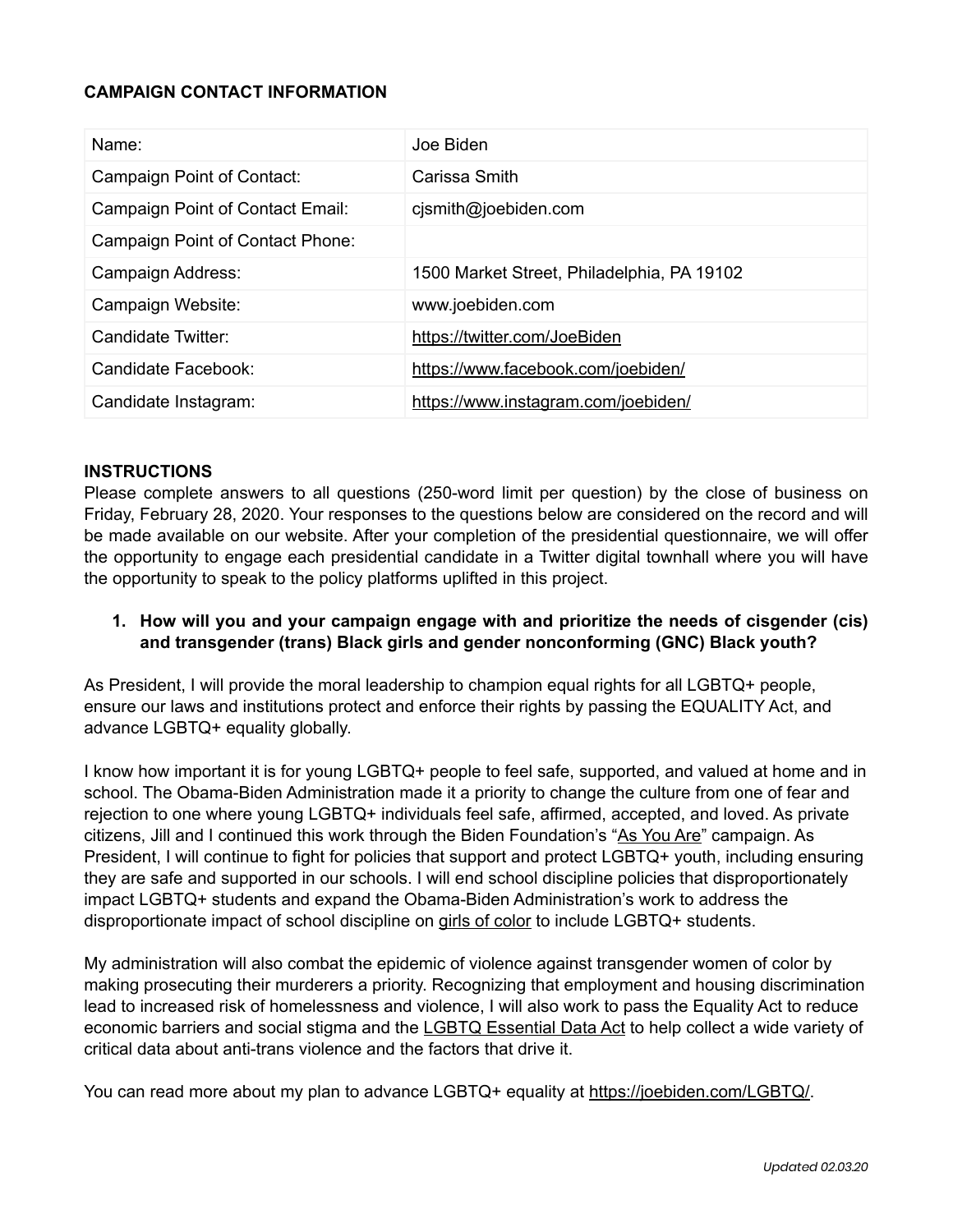**CAMPAIGN CONTACT INFORMATION**

| | |
|---|---|
| Name: | Joe Biden |
| Campaign Point of Contact: | Carissa Smith |
| Campaign Point of Contact Email: | cjsmith@joebiden.com |
| Campaign Point of Contact Phone: | |
| Campaign Address: | 1500 Market Street, Philadelphia, PA 19102 |
| Campaign Website: | www.joebiden.com |
| Candidate Twitter: | https://twitter.com/JoeBiden |
| Candidate Facebook: | https://www.facebook.com/joebiden/ |
| Candidate Instagram: | https://www.instagram.com/joebiden/ |

**INSTRUCTIONS**

Please complete answers to all questions (250-word limit per question) by the close of business on Friday, February 28, 2020. Your responses to the questions below are considered on the record and will be made available on our website. After your completion of the presidential questionnaire, we will offer the opportunity to engage each presidential candidate in a Twitter digital townhall where you will have the opportunity to speak to the policy platforms uplifted in this project.

1. **How will you and your campaign engage with and prioritize the needs of cisgender (cis) and transgender (trans) Black girls and gender nonconforming (GNC) Black youth?**

As President, I will provide the moral leadership to champion equal rights for all LGBTQ+ people, ensure our laws and institutions protect and enforce their rights by passing the EQUALITY Act, and advance LGBTQ+ equality globally.

I know how important it is for young LGBTQ+ people to feel safe, supported, and valued at home and in school. The Obama-Biden Administration made it a priority to change the culture from one of fear and rejection to one where young LGBTQ+ individuals feel safe, affirmed, accepted, and loved. As private citizens, Jill and I continued this work through the Biden Foundation's "As You Are" campaign. As President, I will continue to fight for policies that support and protect LGBTQ+ youth, including ensuring they are safe and supported in our schools. I will end school discipline policies that disproportionately impact LGBTQ+ students and expand the Obama-Biden Administration's work to address the disproportionate impact of school discipline on girls of color to include LGBTQ+ students.

My administration will also combat the epidemic of violence against transgender women of color by making prosecuting their murderers a priority. Recognizing that employment and housing discrimination lead to increased risk of homelessness and violence, I will also work to pass the Equality Act to reduce economic barriers and social stigma and the LGBTQ Essential Data Act to help collect a wide variety of critical data about anti-trans violence and the factors that drive it.

You can read more about my plan to advance LGBTQ+ equality at https://joebiden.com/LGBTQ/.

*Updated 02.03.20*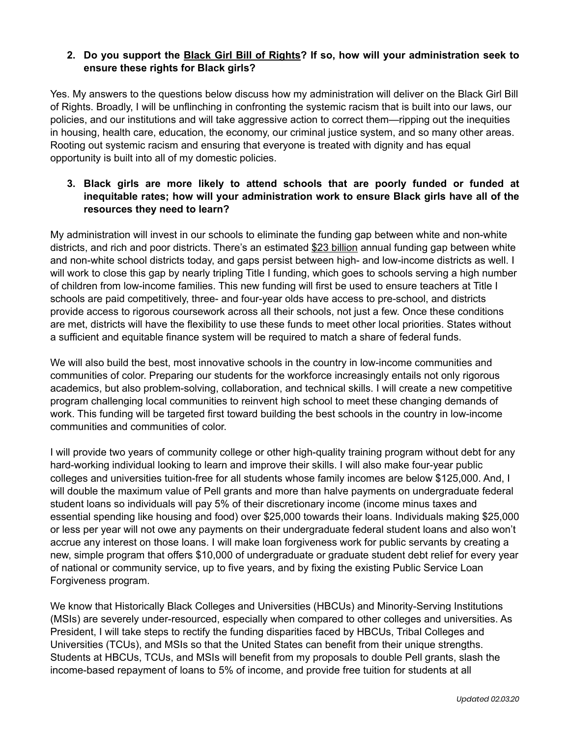2. **Do you support the Black Girl Bill of Rights? If so, how will your administration seek to ensure these rights for Black girls?**

Yes. My answers to the questions below discuss how my administration will deliver on the Black Girl Bill of Rights. Broadly, I will be unflinching in confronting the systemic racism that is built into our laws, our policies, and our institutions and will take aggressive action to correct them—ripping out the inequities in housing, health care, education, the economy, our criminal justice system, and so many other areas. Rooting out systemic racism and ensuring that everyone is treated with dignity and has equal opportunity is built into all of my domestic policies.

3. **Black girls are more likely to attend schools that are poorly funded or funded at inequitable rates; how will your administration work to ensure Black girls have all of the resources they need to learn?**

My administration will invest in our schools to eliminate the funding gap between white and non-white districts, and rich and poor districts. There's an estimated $23 billion annual funding gap between white and non-white school districts today, and gaps persist between high- and low-income districts as well. I will work to close this gap by nearly tripling Title I funding, which goes to schools serving a high number of children from low-income families. This new funding will first be used to ensure teachers at Title I schools are paid competitively, three- and four-year olds have access to pre-school, and districts provide access to rigorous coursework across all their schools, not just a few. Once these conditions are met, districts will have the flexibility to use these funds to meet other local priorities. States without a sufficient and equitable finance system will be required to match a share of federal funds.

We will also build the best, most innovative schools in the country in low-income communities and communities of color. Preparing our students for the workforce increasingly entails not only rigorous academics, but also problem-solving, collaboration, and technical skills. I will create a new competitive program challenging local communities to reinvent high school to meet these changing demands of work. This funding will be targeted first toward building the best schools in the country in low-income communities and communities of color.

I will provide two years of community college or other high-quality training program without debt for any hard-working individual looking to learn and improve their skills. I will also make four-year public colleges and universities tuition-free for all students whose family incomes are below $125,000. And, I will double the maximum value of Pell grants and more than halve payments on undergraduate federal student loans so individuals will pay 5% of their discretionary income (income minus taxes and essential spending like housing and food) over $25,000 towards their loans. Individuals making $25,000 or less per year will not owe any payments on their undergraduate federal student loans and also won't accrue any interest on those loans. I will make loan forgiveness work for public servants by creating a new, simple program that offers $10,000 of undergraduate or graduate student debt relief for every year of national or community service, up to five years, and by fixing the existing Public Service Loan Forgiveness program.

We know that Historically Black Colleges and Universities (HBCUs) and Minority-Serving Institutions (MSIs) are severely under-resourced, especially when compared to other colleges and universities. As President, I will take steps to rectify the funding disparities faced by HBCUs, Tribal Colleges and Universities (TCUs), and MSIs so that the United States can benefit from their unique strengths. Students at HBCUs, TCUs, and MSIs will benefit from my proposals to double Pell grants, slash the income-based repayment of loans to 5% of income, and provide free tuition for students at all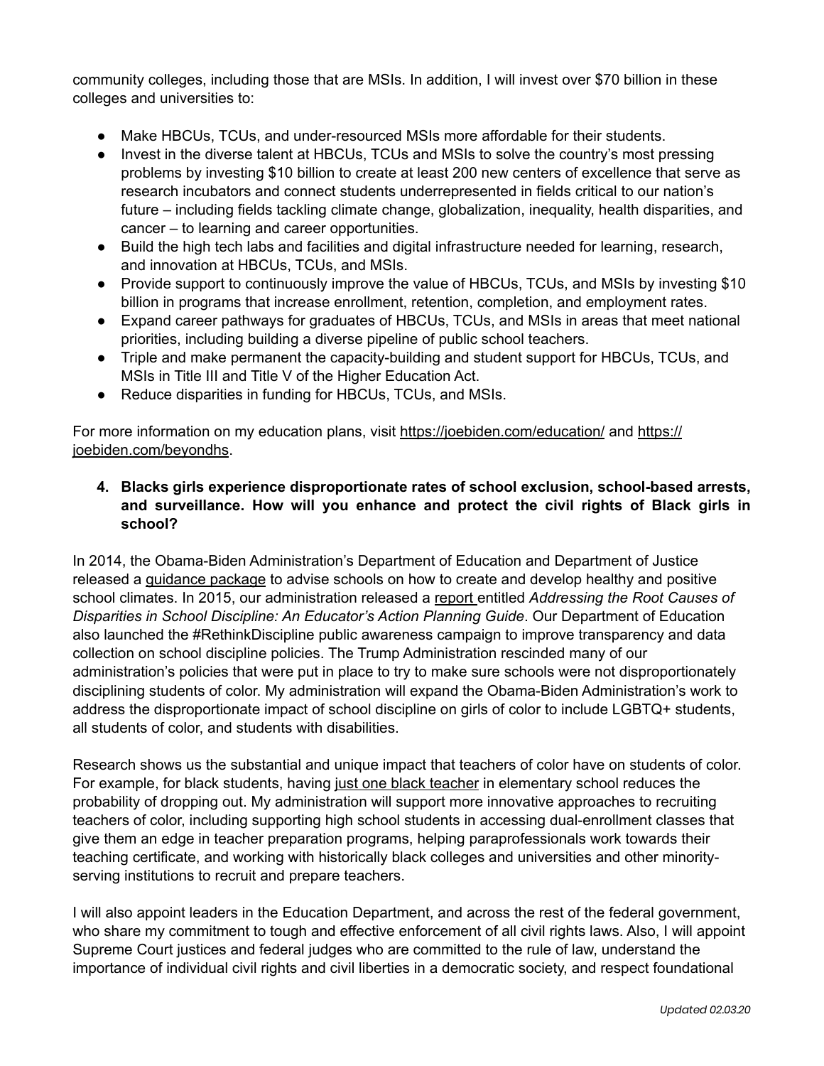community colleges, including those that are MSIs. In addition, I will invest over $70 billion in these colleges and universities to:

- Make HBCUs, TCUs, and under-resourced MSIs more affordable for their students.
- Invest in the diverse talent at HBCUs, TCUs and MSIs to solve the country's most pressing problems by investing $10 billion to create at least 200 new centers of excellence that serve as research incubators and connect students underrepresented in fields critical to our nation's future – including fields tackling climate change, globalization, inequality, health disparities, and cancer – to learning and career opportunities.
- Build the high tech labs and facilities and digital infrastructure needed for learning, research, and innovation at HBCUs, TCUs, and MSIs.
- Provide support to continuously improve the value of HBCUs, TCUs, and MSIs by investing $10 billion in programs that increase enrollment, retention, completion, and employment rates.
- Expand career pathways for graduates of HBCUs, TCUs, and MSIs in areas that meet national priorities, including building a diverse pipeline of public school teachers.
- Triple and make permanent the capacity-building and student support for HBCUs, TCUs, and MSIs in Title III and Title V of the Higher Education Act.
- Reduce disparities in funding for HBCUs, TCUs, and MSIs.

For more information on my education plans, visit https://joebiden.com/education/ and https://joebiden.com/beyondhs.

**4. Blacks girls experience disproportionate rates of school exclusion, school-based arrests, and surveillance. How will you enhance and protect the civil rights of Black girls in school?**

In 2014, the Obama-Biden Administration's Department of Education and Department of Justice released a guidance package to advise schools on how to create and develop healthy and positive school climates. In 2015, our administration released a report entitled *Addressing the Root Causes of Disparities in School Discipline: An Educator's Action Planning Guide*. Our Department of Education also launched the #RethinkDiscipline public awareness campaign to improve transparency and data collection on school discipline policies. The Trump Administration rescinded many of our administration's policies that were put in place to try to make sure schools were not disproportionately disciplining students of color. My administration will expand the Obama-Biden Administration's work to address the disproportionate impact of school discipline on girls of color to include LGBTQ+ students, all students of color, and students with disabilities.

Research shows us the substantial and unique impact that teachers of color have on students of color. For example, for black students, having just one black teacher in elementary school reduces the probability of dropping out. My administration will support more innovative approaches to recruiting teachers of color, including supporting high school students in accessing dual-enrollment classes that give them an edge in teacher preparation programs, helping paraprofessionals work towards their teaching certificate, and working with historically black colleges and universities and other minority-serving institutions to recruit and prepare teachers.

I will also appoint leaders in the Education Department, and across the rest of the federal government, who share my commitment to tough and effective enforcement of all civil rights laws. Also, I will appoint Supreme Court justices and federal judges who are committed to the rule of law, understand the importance of individual civil rights and civil liberties in a democratic society, and respect foundational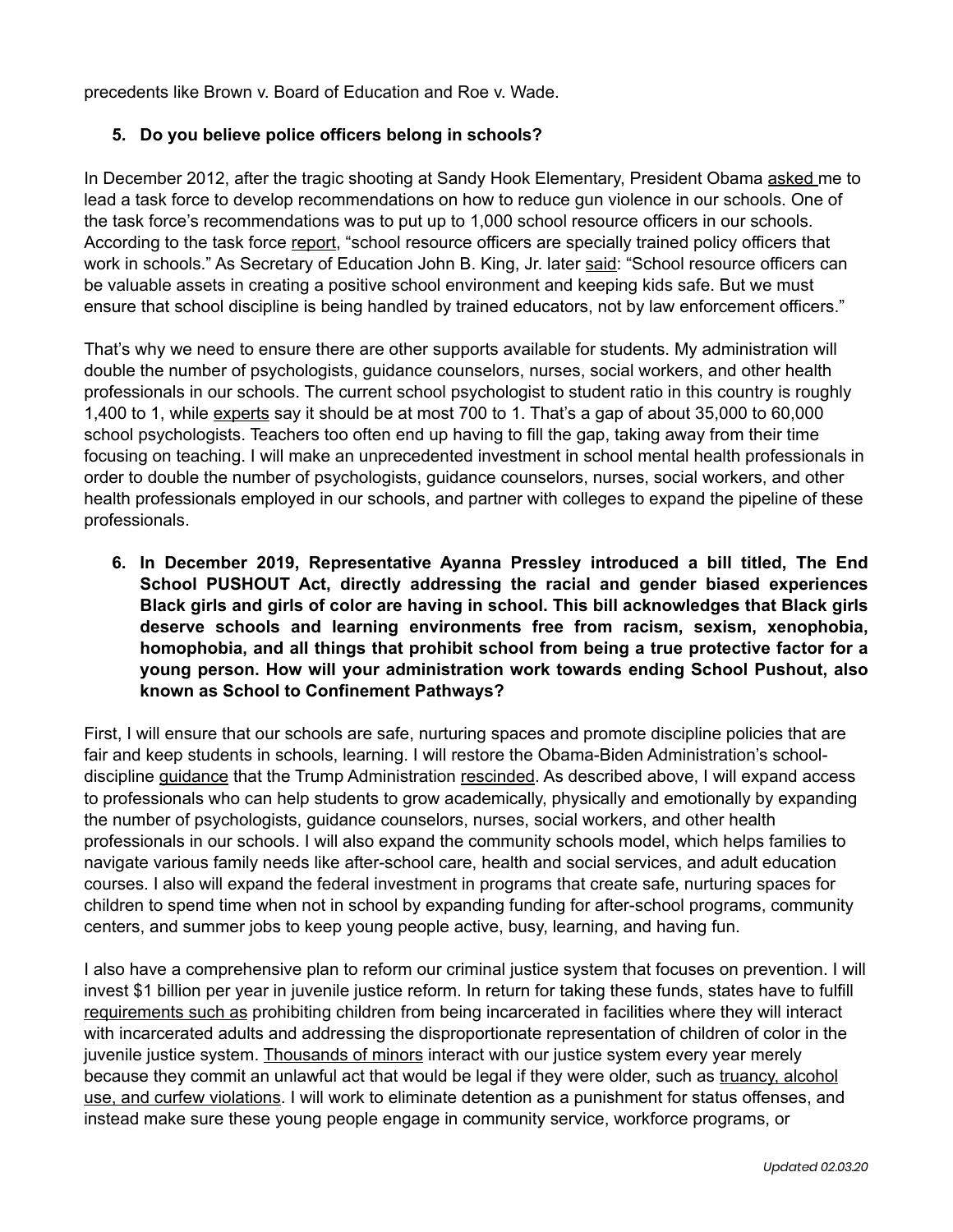precedents like Brown v. Board of Education and Roe v. Wade.

5. **Do you believe police officers belong in schools?**

In December 2012, after the tragic shooting at Sandy Hook Elementary, President Obama asked me to lead a task force to develop recommendations on how to reduce gun violence in our schools. One of the task force's recommendations was to put up to 1,000 school resource officers in our schools. According to the task force report, "school resource officers are specially trained policy officers that work in schools." As Secretary of Education John B. King, Jr. later said: "School resource officers can be valuable assets in creating a positive school environment and keeping kids safe. But we must ensure that school discipline is being handled by trained educators, not by law enforcement officers."

That's why we need to ensure there are other supports available for students. My administration will double the number of psychologists, guidance counselors, nurses, social workers, and other health professionals in our schools. The current school psychologist to student ratio in this country is roughly 1,400 to 1, while experts say it should be at most 700 to 1. That's a gap of about 35,000 to 60,000 school psychologists. Teachers too often end up having to fill the gap, taking away from their time focusing on teaching. I will make an unprecedented investment in school mental health professionals in order to double the number of psychologists, guidance counselors, nurses, social workers, and other health professionals employed in our schools, and partner with colleges to expand the pipeline of these professionals.

6. **In December 2019, Representative Ayanna Pressley introduced a bill titled, The End School PUSHOUT Act, directly addressing the racial and gender biased experiences Black girls and girls of color are having in school. This bill acknowledges that Black girls deserve schools and learning environments free from racism, sexism, xenophobia, homophobia, and all things that prohibit school from being a true protective factor for a young person. How will your administration work towards ending School Pushout, also known as School to Confinement Pathways?**

First, I will ensure that our schools are safe, nurturing spaces and promote discipline policies that are fair and keep students in schools, learning. I will restore the Obama-Biden Administration's school-discipline guidance that the Trump Administration rescinded. As described above, I will expand access to professionals who can help students to grow academically, physically and emotionally by expanding the number of psychologists, guidance counselors, nurses, social workers, and other health professionals in our schools. I will also expand the community schools model, which helps families to navigate various family needs like after-school care, health and social services, and adult education courses. I also will expand the federal investment in programs that create safe, nurturing spaces for children to spend time when not in school by expanding funding for after-school programs, community centers, and summer jobs to keep young people active, busy, learning, and having fun.

I also have a comprehensive plan to reform our criminal justice system that focuses on prevention. I will invest $1 billion per year in juvenile justice reform. In return for taking these funds, states have to fulfill requirements such as prohibiting children from being incarcerated in facilities where they will interact with incarcerated adults and addressing the disproportionate representation of children of color in the juvenile justice system. Thousands of minors interact with our justice system every year merely because they commit an unlawful act that would be legal if they were older, such as truancy, alcohol use, and curfew violations. I will work to eliminate detention as a punishment for status offenses, and instead make sure these young people engage in community service, workforce programs, or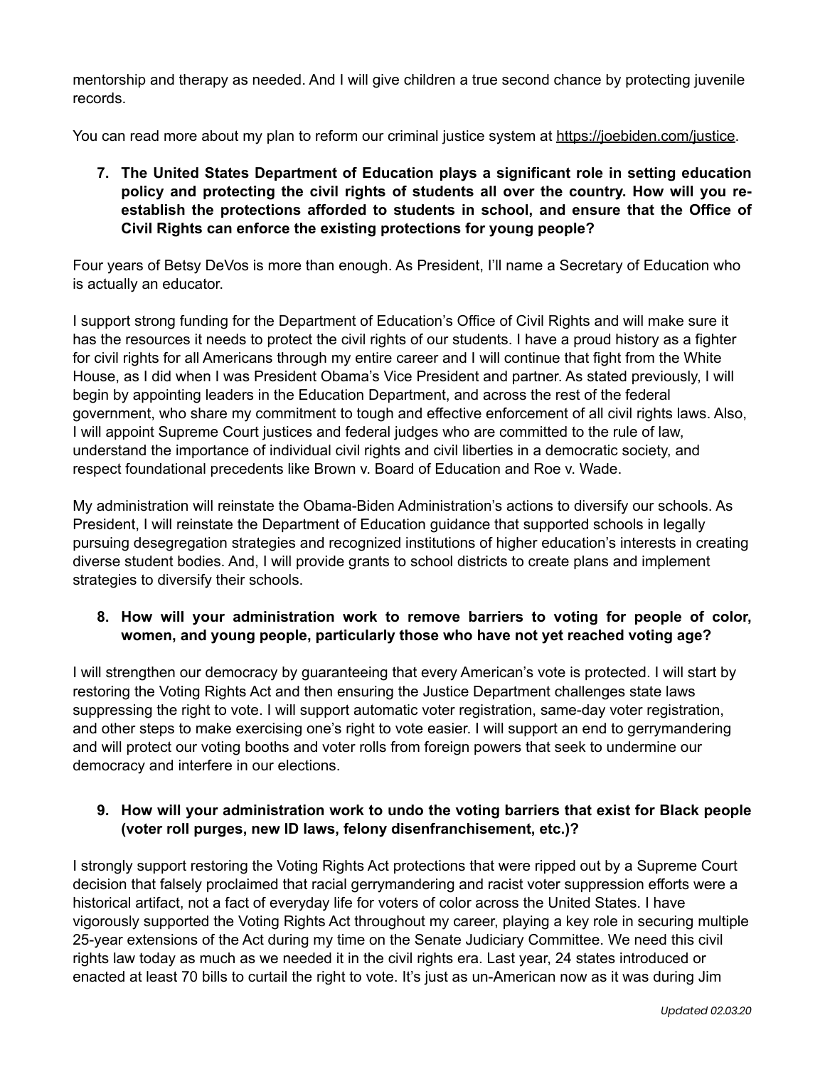mentorship and therapy as needed. And I will give children a true second chance by protecting juvenile records.

You can read more about my plan to reform our criminal justice system at https://joebiden.com/justice.

7. **The United States Department of Education plays a significant role in setting education policy and protecting the civil rights of students all over the country. How will you re-establish the protections afforded to students in school, and ensure that the Office of Civil Rights can enforce the existing protections for young people?**

Four years of Betsy DeVos is more than enough. As President, I'll name a Secretary of Education who is actually an educator.

I support strong funding for the Department of Education's Office of Civil Rights and will make sure it has the resources it needs to protect the civil rights of our students. I have a proud history as a fighter for civil rights for all Americans through my entire career and I will continue that fight from the White House, as I did when I was President Obama's Vice President and partner. As stated previously, I will begin by appointing leaders in the Education Department, and across the rest of the federal government, who share my commitment to tough and effective enforcement of all civil rights laws. Also, I will appoint Supreme Court justices and federal judges who are committed to the rule of law, understand the importance of individual civil rights and civil liberties in a democratic society, and respect foundational precedents like Brown v. Board of Education and Roe v. Wade.

My administration will reinstate the Obama-Biden Administration's actions to diversify our schools. As President, I will reinstate the Department of Education guidance that supported schools in legally pursuing desegregation strategies and recognized institutions of higher education's interests in creating diverse student bodies. And, I will provide grants to school districts to create plans and implement strategies to diversify their schools.

8. **How will your administration work to remove barriers to voting for people of color, women, and young people, particularly those who have not yet reached voting age?**

I will strengthen our democracy by guaranteeing that every American's vote is protected. I will start by restoring the Voting Rights Act and then ensuring the Justice Department challenges state laws suppressing the right to vote. I will support automatic voter registration, same-day voter registration, and other steps to make exercising one's right to vote easier. I will support an end to gerrymandering and will protect our voting booths and voter rolls from foreign powers that seek to undermine our democracy and interfere in our elections.

9. **How will your administration work to undo the voting barriers that exist for Black people (voter roll purges, new ID laws, felony disenfranchisement, etc.)?**

I strongly support restoring the Voting Rights Act protections that were ripped out by a Supreme Court decision that falsely proclaimed that racial gerrymandering and racist voter suppression efforts were a historical artifact, not a fact of everyday life for voters of color across the United States. I have vigorously supported the Voting Rights Act throughout my career, playing a key role in securing multiple 25-year extensions of the Act during my time on the Senate Judiciary Committee. We need this civil rights law today as much as we needed it in the civil rights era. Last year, 24 states introduced or enacted at least 70 bills to curtail the right to vote. It's just as un-American now as it was during Jim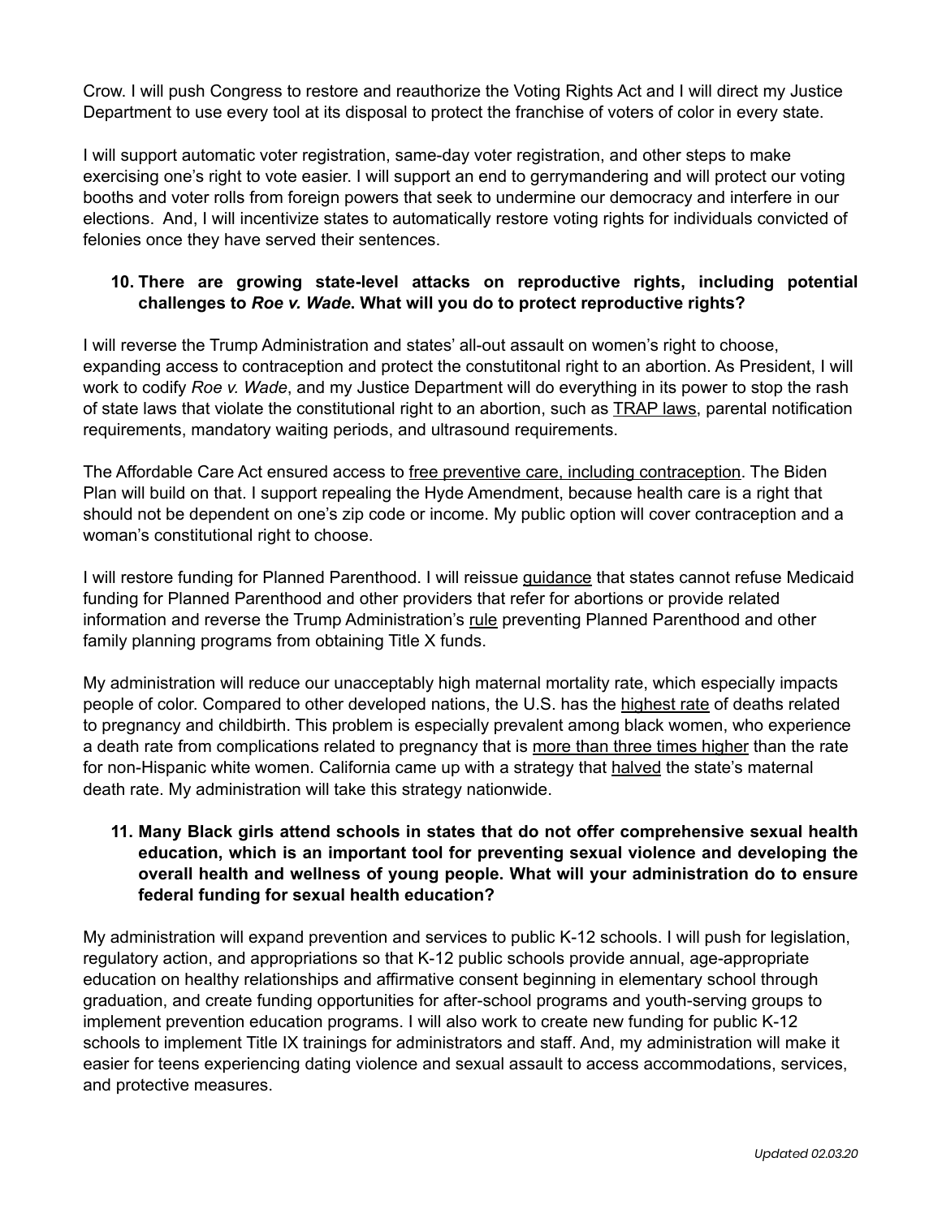Crow. I will push Congress to restore and reauthorize the Voting Rights Act and I will direct my Justice Department to use every tool at its disposal to protect the franchise of voters of color in every state.

I will support automatic voter registration, same-day voter registration, and other steps to make exercising one's right to vote easier. I will support an end to gerrymandering and will protect our voting booths and voter rolls from foreign powers that seek to undermine our democracy and interfere in our elections. And, I will incentivize states to automatically restore voting rights for individuals convicted of felonies once they have served their sentences.

10. **There are growing state-level attacks on reproductive rights, including potential challenges to *Roe v. Wade*. What will you do to protect reproductive rights?**

I will reverse the Trump Administration and states' all-out assault on women's right to choose, expanding access to contraception and protect the constutitonal right to an abortion. As President, I will work to codify *Roe v. Wade*, and my Justice Department will do everything in its power to stop the rash of state laws that violate the constitutional right to an abortion, such as TRAP laws, parental notification requirements, mandatory waiting periods, and ultrasound requirements.

The Affordable Care Act ensured access to free preventive care, including contraception. The Biden Plan will build on that. I support repealing the Hyde Amendment, because health care is a right that should not be dependent on one's zip code or income. My public option will cover contraception and a woman's constitutional right to choose.

I will restore funding for Planned Parenthood. I will reissue guidance that states cannot refuse Medicaid funding for Planned Parenthood and other providers that refer for abortions or provide related information and reverse the Trump Administration's rule preventing Planned Parenthood and other family planning programs from obtaining Title X funds.

My administration will reduce our unacceptably high maternal mortality rate, which especially impacts people of color. Compared to other developed nations, the U.S. has the highest rate of deaths related to pregnancy and childbirth. This problem is especially prevalent among black women, who experience a death rate from complications related to pregnancy that is more than three times higher than the rate for non-Hispanic white women. California came up with a strategy that halved the state's maternal death rate. My administration will take this strategy nationwide.

11. **Many Black girls attend schools in states that do not offer comprehensive sexual health education, which is an important tool for preventing sexual violence and developing the overall health and wellness of young people. What will your administration do to ensure federal funding for sexual health education?**

My administration will expand prevention and services to public K-12 schools. I will push for legislation, regulatory action, and appropriations so that K-12 public schools provide annual, age-appropriate education on healthy relationships and affirmative consent beginning in elementary school through graduation, and create funding opportunities for after-school programs and youth-serving groups to implement prevention education programs. I will also work to create new funding for public K-12 schools to implement Title IX trainings for administrators and staff. And, my administration will make it easier for teens experiencing dating violence and sexual assault to access accommodations, services, and protective measures.

*Updated 02.03.20*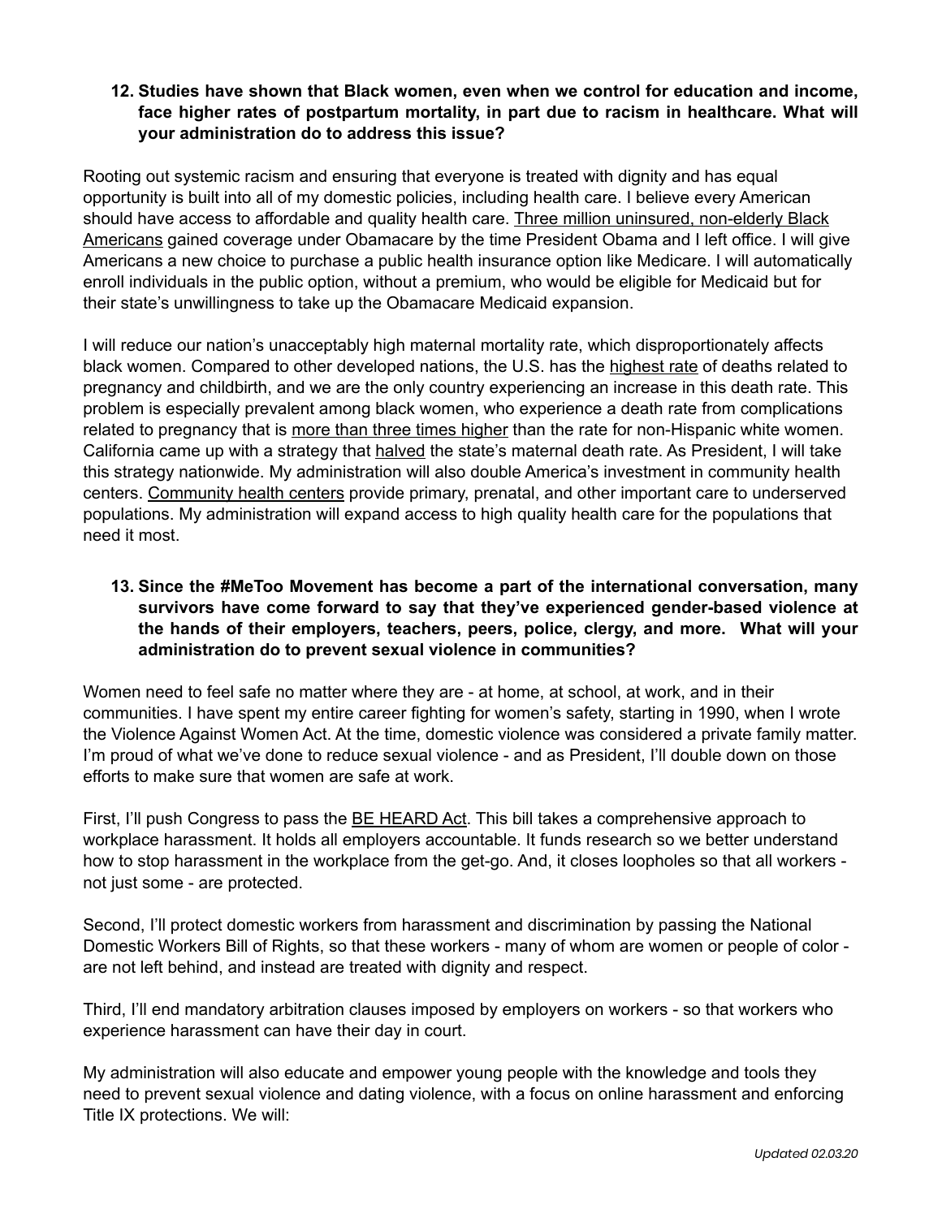**12. Studies have shown that Black women, even when we control for education and income, face higher rates of postpartum mortality, in part due to racism in healthcare. What will your administration do to address this issue?**

Rooting out systemic racism and ensuring that everyone is treated with dignity and has equal opportunity is built into all of my domestic policies, including health care. I believe every American should have access to affordable and quality health care. Three million uninsured, non-elderly Black Americans gained coverage under Obamacare by the time President Obama and I left office. I will give Americans a new choice to purchase a public health insurance option like Medicare. I will automatically enroll individuals in the public option, without a premium, who would be eligible for Medicaid but for their state's unwillingness to take up the Obamacare Medicaid expansion.

I will reduce our nation's unacceptably high maternal mortality rate, which disproportionately affects black women. Compared to other developed nations, the U.S. has the highest rate of deaths related to pregnancy and childbirth, and we are the only country experiencing an increase in this death rate. This problem is especially prevalent among black women, who experience a death rate from complications related to pregnancy that is more than three times higher than the rate for non-Hispanic white women. California came up with a strategy that halved the state's maternal death rate. As President, I will take this strategy nationwide. My administration will also double America's investment in community health centers. Community health centers provide primary, prenatal, and other important care to underserved populations. My administration will expand access to high quality health care for the populations that need it most.

**13. Since the #MeToo Movement has become a part of the international conversation, many survivors have come forward to say that they've experienced gender-based violence at the hands of their employers, teachers, peers, police, clergy, and more. What will your administration do to prevent sexual violence in communities?**

Women need to feel safe no matter where they are - at home, at school, at work, and in their communities. I have spent my entire career fighting for women's safety, starting in 1990, when I wrote the Violence Against Women Act. At the time, domestic violence was considered a private family matter. I'm proud of what we've done to reduce sexual violence - and as President, I'll double down on those efforts to make sure that women are safe at work.

First, I'll push Congress to pass the BE HEARD Act. This bill takes a comprehensive approach to workplace harassment. It holds all employers accountable. It funds research so we better understand how to stop harassment in the workplace from the get-go. And, it closes loopholes so that all workers - not just some - are protected.

Second, I'll protect domestic workers from harassment and discrimination by passing the National Domestic Workers Bill of Rights, so that these workers - many of whom are women or people of color - are not left behind, and instead are treated with dignity and respect.

Third, I'll end mandatory arbitration clauses imposed by employers on workers - so that workers who experience harassment can have their day in court.

My administration will also educate and empower young people with the knowledge and tools they need to prevent sexual violence and dating violence, with a focus on online harassment and enforcing Title IX protections. We will:

*Updated 02.03.20*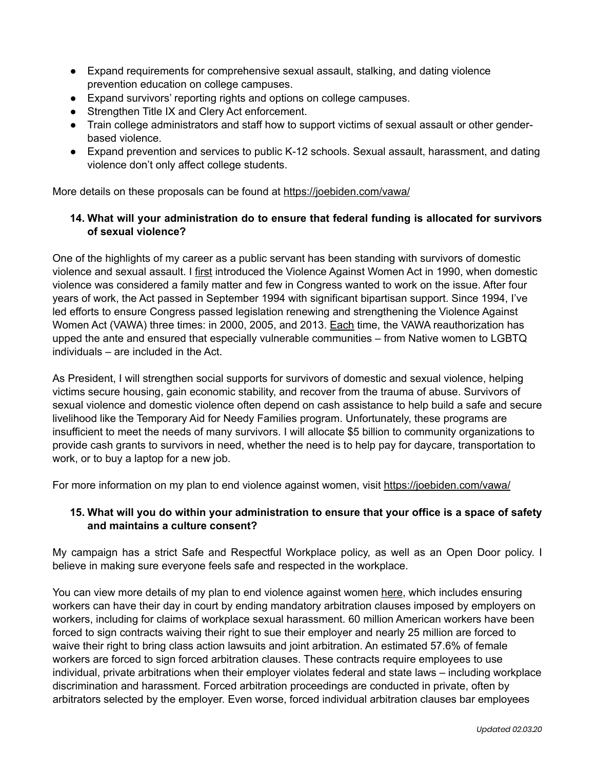- Expand requirements for comprehensive sexual assault, stalking, and dating violence prevention education on college campuses.
- Expand survivors' reporting rights and options on college campuses.
- Strengthen Title IX and Clery Act enforcement.
- Train college administrators and staff how to support victims of sexual assault or other gender-based violence.
- Expand prevention and services to public K-12 schools. Sexual assault, harassment, and dating violence don't only affect college students.

More details on these proposals can be found at https://joebiden.com/vawa/

**14. What will your administration do to ensure that federal funding is allocated for survivors of sexual violence?**

One of the highlights of my career as a public servant has been standing with survivors of domestic violence and sexual assault. I first introduced the Violence Against Women Act in 1990, when domestic violence was considered a family matter and few in Congress wanted to work on the issue. After four years of work, the Act passed in September 1994 with significant bipartisan support. Since 1994, I've led efforts to ensure Congress passed legislation renewing and strengthening the Violence Against Women Act (VAWA) three times: in 2000, 2005, and 2013. Each time, the VAWA reauthorization has upped the ante and ensured that especially vulnerable communities – from Native women to LGBTQ individuals – are included in the Act.

As President, I will strengthen social supports for survivors of domestic and sexual violence, helping victims secure housing, gain economic stability, and recover from the trauma of abuse. Survivors of sexual violence and domestic violence often depend on cash assistance to help build a safe and secure livelihood like the Temporary Aid for Needy Families program. Unfortunately, these programs are insufficient to meet the needs of many survivors. I will allocate $5 billion to community organizations to provide cash grants to survivors in need, whether the need is to help pay for daycare, transportation to work, or to buy a laptop for a new job.

For more information on my plan to end violence against women, visit https://joebiden.com/vawa/

**15. What will you do within your administration to ensure that your office is a space of safety and maintains a culture consent?**

My campaign has a strict Safe and Respectful Workplace policy, as well as an Open Door policy. I believe in making sure everyone feels safe and respected in the workplace.

You can view more details of my plan to end violence against women here, which includes ensuring workers can have their day in court by ending mandatory arbitration clauses imposed by employers on workers, including for claims of workplace sexual harassment. 60 million American workers have been forced to sign contracts waiving their right to sue their employer and nearly 25 million are forced to waive their right to bring class action lawsuits and joint arbitration. An estimated 57.6% of female workers are forced to sign forced arbitration clauses. These contracts require employees to use individual, private arbitrations when their employer violates federal and state laws – including workplace discrimination and harassment. Forced arbitration proceedings are conducted in private, often by arbitrators selected by the employer. Even worse, forced individual arbitration clauses bar employees

*Updated 02.03.20*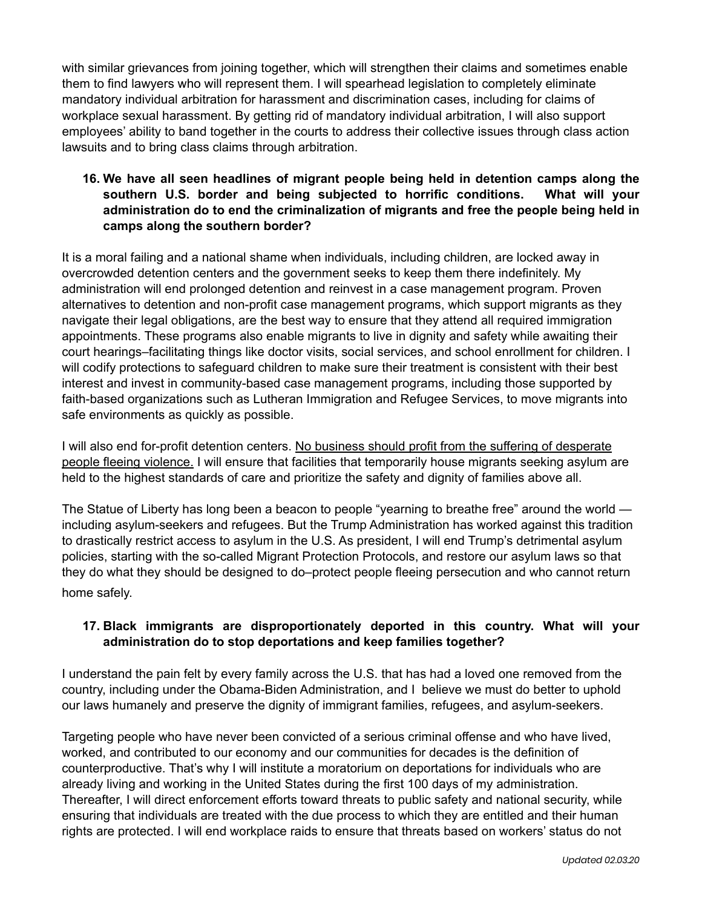with similar grievances from joining together, which will strengthen their claims and sometimes enable them to find lawyers who will represent them. I will spearhead legislation to completely eliminate mandatory individual arbitration for harassment and discrimination cases, including for claims of workplace sexual harassment. By getting rid of mandatory individual arbitration, I will also support employees' ability to band together in the courts to address their collective issues through class action lawsuits and to bring class claims through arbitration.

16. **We have all seen headlines of migrant people being held in detention camps along the southern U.S. border and being subjected to horrific conditions. What will your administration do to end the criminalization of migrants and free the people being held in camps along the southern border?**

It is a moral failing and a national shame when individuals, including children, are locked away in overcrowded detention centers and the government seeks to keep them there indefinitely. My administration will end prolonged detention and reinvest in a case management program. Proven alternatives to detention and non-profit case management programs, which support migrants as they navigate their legal obligations, are the best way to ensure that they attend all required immigration appointments. These programs also enable migrants to live in dignity and safety while awaiting their court hearings–facilitating things like doctor visits, social services, and school enrollment for children. I will codify protections to safeguard children to make sure their treatment is consistent with their best interest and invest in community-based case management programs, including those supported by faith-based organizations such as Lutheran Immigration and Refugee Services, to move migrants into safe environments as quickly as possible.

I will also end for-profit detention centers. <u>No business should profit from the suffering of desperate people fleeing violence.</u> I will ensure that facilities that temporarily house migrants seeking asylum are held to the highest standards of care and prioritize the safety and dignity of families above all.

The Statue of Liberty has long been a beacon to people "yearning to breathe free" around the world — including asylum-seekers and refugees. But the Trump Administration has worked against this tradition to drastically restrict access to asylum in the U.S. As president, I will end Trump's detrimental asylum policies, starting with the so-called Migrant Protection Protocols, and restore our asylum laws so that they do what they should be designed to do–protect people fleeing persecution and who cannot return home safely.

17. **Black immigrants are disproportionately deported in this country. What will your administration do to stop deportations and keep families together?**

I understand the pain felt by every family across the U.S. that has had a loved one removed from the country, including under the Obama-Biden Administration, and I believe we must do better to uphold our laws humanely and preserve the dignity of immigrant families, refugees, and asylum-seekers.

Targeting people who have never been convicted of a serious criminal offense and who have lived, worked, and contributed to our economy and our communities for decades is the definition of counterproductive. That's why I will institute a moratorium on deportations for individuals who are already living and working in the United States during the first 100 days of my administration. Thereafter, I will direct enforcement efforts toward threats to public safety and national security, while ensuring that individuals are treated with the due process to which they are entitled and their human rights are protected. I will end workplace raids to ensure that threats based on workers' status do not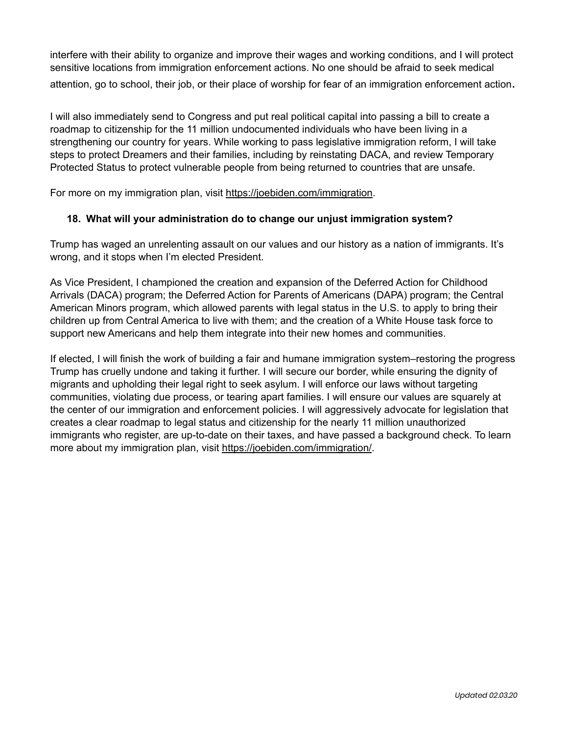interfere with their ability to organize and improve their wages and working conditions, and I will protect sensitive locations from immigration enforcement actions. No one should be afraid to seek medical attention, go to school, their job, or their place of worship for fear of an immigration enforcement action**.**

I will also immediately send to Congress and put real political capital into passing a bill to create a roadmap to citizenship for the 11 million undocumented individuals who have been living in a strengthening our country for years. While working to pass legislative immigration reform, I will take steps to protect Dreamers and their families, including by reinstating DACA, and review Temporary Protected Status to protect vulnerable people from being returned to countries that are unsafe.

For more on my immigration plan, visit https://joebiden.com/immigration.

**18. What will your administration do to change our unjust immigration system?**

Trump has waged an unrelenting assault on our values and our history as a nation of immigrants. It's wrong, and it stops when I'm elected President.

As Vice President, I championed the creation and expansion of the Deferred Action for Childhood Arrivals (DACA) program; the Deferred Action for Parents of Americans (DAPA) program; the Central American Minors program, which allowed parents with legal status in the U.S. to apply to bring their children up from Central America to live with them; and the creation of a White House task force to support new Americans and help them integrate into their new homes and communities.

If elected, I will finish the work of building a fair and humane immigration system–restoring the progress Trump has cruelly undone and taking it further. I will secure our border, while ensuring the dignity of migrants and upholding their legal right to seek asylum. I will enforce our laws without targeting communities, violating due process, or tearing apart families. I will ensure our values are squarely at the center of our immigration and enforcement policies. I will aggressively advocate for legislation that creates a clear roadmap to legal status and citizenship for the nearly 11 million unauthorized immigrants who register, are up-to-date on their taxes, and have passed a background check. To learn more about my immigration plan, visit https://joebiden.com/immigration/.

*Updated 02.03.20*